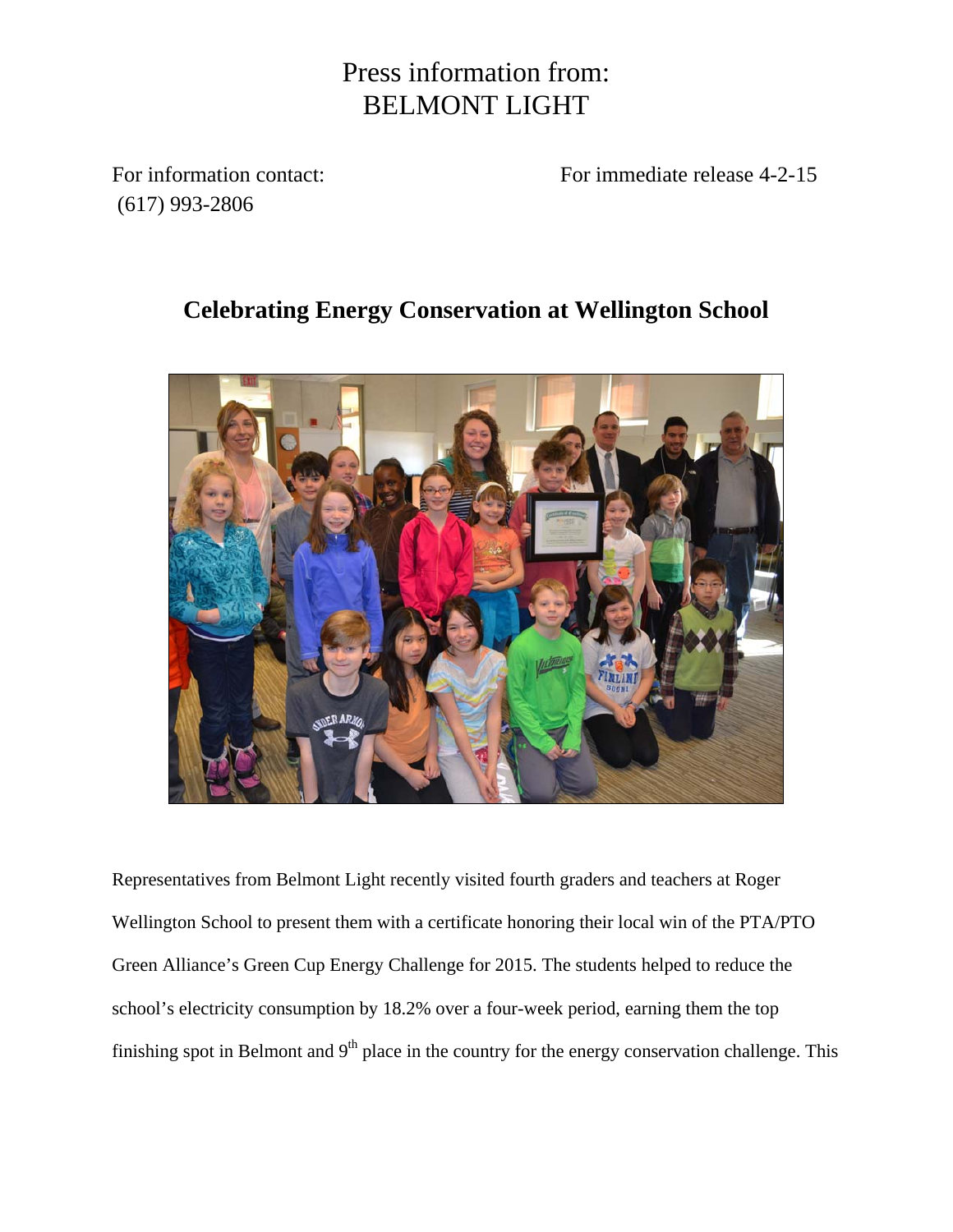# Press information from:
# BELMONT LIGHT

For information contact:
(617) 993-2806

For immediate release 4-2-15

## Celebrating Energy Conservation at Wellington School

Representatives from Belmont Light recently visited fourth graders and teachers at Roger Wellington School to present them with a certificate honoring their local win of the PTA/PTO Green Alliance's Green Cup Energy Challenge for 2015. The students helped to reduce the school's electricity consumption by 18.2% over a four-week period, earning them the top finishing spot in Belmont and 9th place in the country for the energy conservation challenge. This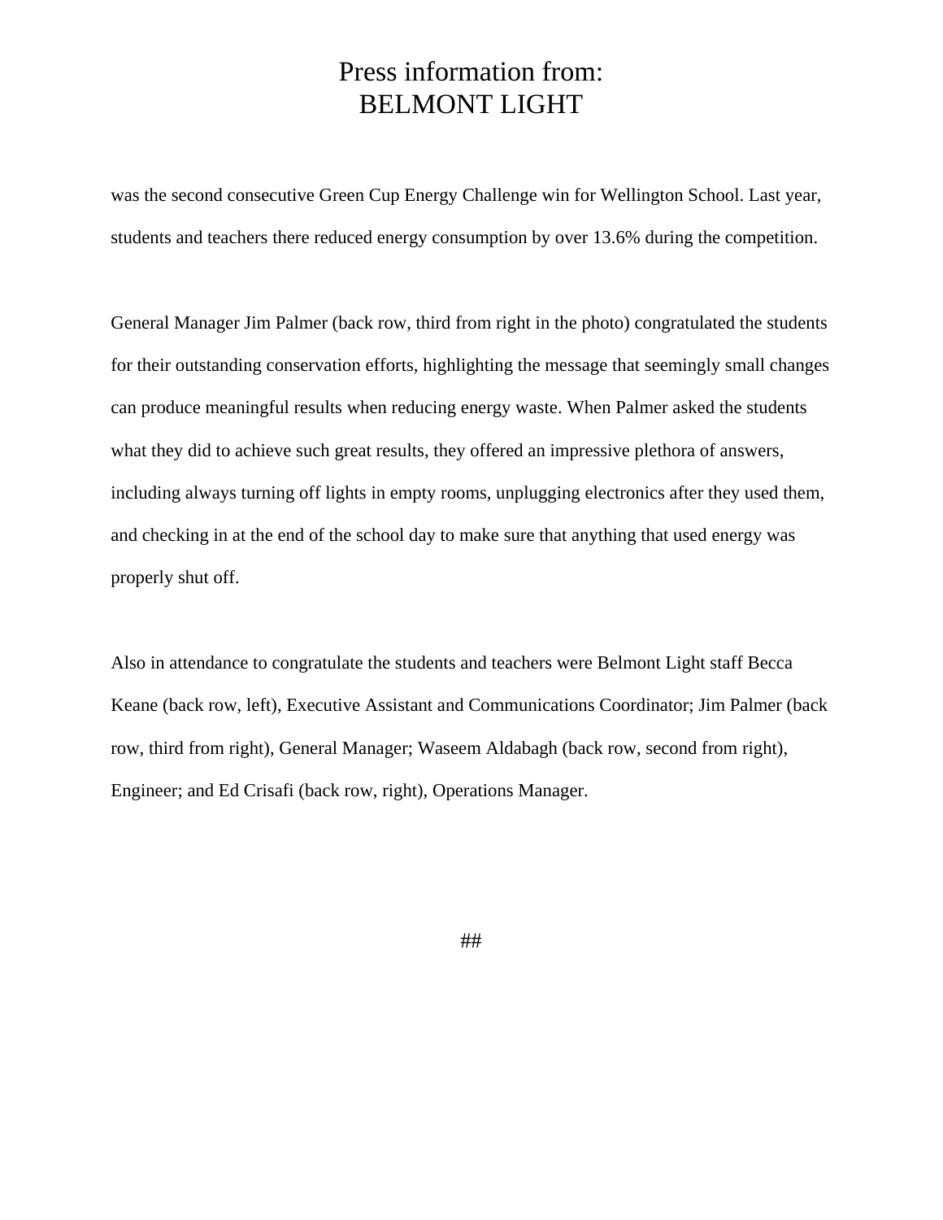# Press information from:
# BELMONT LIGHT

was the second consecutive Green Cup Energy Challenge win for Wellington School. Last year, students and teachers there reduced energy consumption by over 13.6% during the competition.

General Manager Jim Palmer (back row, third from right in the photo) congratulated the students for their outstanding conservation efforts, highlighting the message that seemingly small changes can produce meaningful results when reducing energy waste. When Palmer asked the students what they did to achieve such great results, they offered an impressive plethora of answers, including always turning off lights in empty rooms, unplugging electronics after they used them, and checking in at the end of the school day to make sure that anything that used energy was properly shut off.

Also in attendance to congratulate the students and teachers were Belmont Light staff Becca Keane (back row, left), Executive Assistant and Communications Coordinator; Jim Palmer (back row, third from right), General Manager; Waseem Aldabagh (back row, second from right), Engineer; and Ed Crisafi (back row, right), Operations Manager.

##